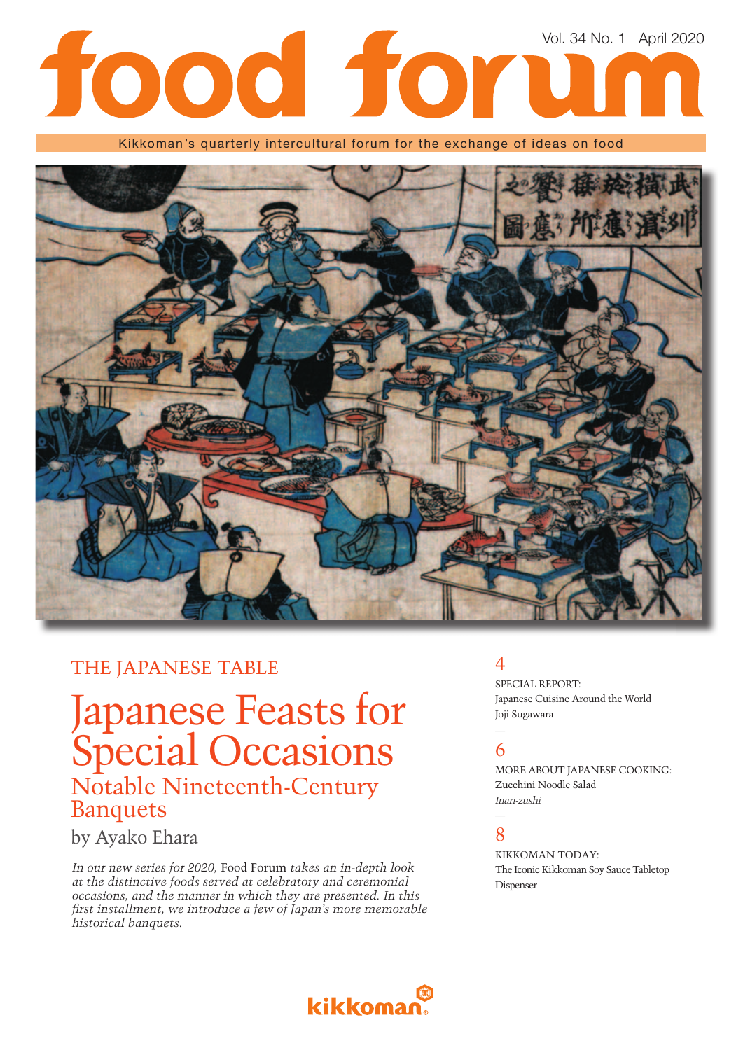# food forum

Vol. 34 No. 1 April 2020

Kikkoman's quarterly intercultural forum for the exchange of ideas on food

THE JAPANESE TABLE

## Japanese Feasts for Special Occasions

### Notable Nineteenth-Century Banquets

by Ayako Ehara

*In our new series for 2020,* Food Forum *takes an in-depth look at the distinctive foods served at celebratory and ceremonial occasions, and the manner in which they are presented. In this first installment, we introduce a few of Japan's more memorable historical banquets.*

4
SPECIAL REPORT:
Japanese Cuisine Around the World
Joji Sugawara

6
MORE ABOUT JAPANESE COOKING:
Zucchini Noodle Salad
*Inari-zushi*

8
KIKKOMAN TODAY:
The Iconic Kikkoman Soy Sauce Tabletop Dispenser

kikkoman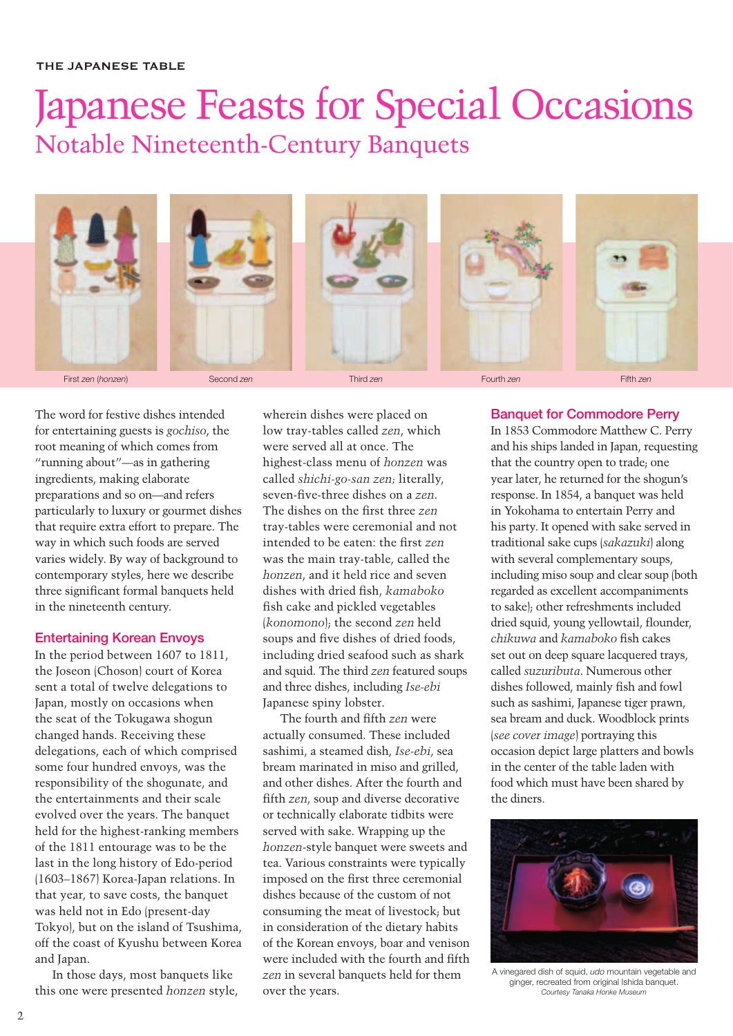THE JAPANESE TABLE

# Japanese Feasts for Special Occasions

## Notable Nineteenth-Century Banquets

First *zen* (*honzen*)

Second *zen*

Third *zen*

Fourth *zen*

Fifth *zen*

The word for festive dishes intended for entertaining guests is *gochiso*, the root meaning of which comes from "running about"—as in gathering ingredients, making elaborate preparations and so on—and refers particularly to luxury or gourmet dishes that require extra effort to prepare. The way in which such foods are served varies widely. By way of background to contemporary styles, here we describe three significant formal banquets held in the nineteenth century.

### Entertaining Korean Envoys

In the period between 1607 to 1811, the Joseon (Choson) court of Korea sent a total of twelve delegations to Japan, mostly on occasions when the seat of the Tokugawa shogun changed hands. Receiving these delegations, each of which comprised some four hundred envoys, was the responsibility of the shogunate, and the entertainments and their scale evolved over the years. The banquet held for the highest-ranking members of the 1811 entourage was to be the last in the long history of Edo-period (1603–1867) Korea-Japan relations. In that year, to save costs, the banquet was held not in Edo (present-day Tokyo), but on the island of Tsushima, off the coast of Kyushu between Korea and Japan.

In those days, most banquets like this one were presented *honzen* style, wherein dishes were placed on low tray-tables called *zen*, which were served all at once. The highest-class menu of *honzen* was called *shichi-go-san zen;* literally, seven-five-three dishes on a *zen*. The dishes on the first three *zen* tray-tables were ceremonial and not intended to be eaten: the first *zen* was the main tray-table, called the *honzen*, and it held rice and seven dishes with dried fish, *kamaboko* fish cake and pickled vegetables (*konomono*); the second *zen* held soups and five dishes of dried foods, including dried seafood such as shark and squid. The third *zen* featured soups and three dishes, including *Ise-ebi* Japanese spiny lobster.

The fourth and fifth *zen* were actually consumed. These included sashimi, a steamed dish, *Ise-ebi*, sea bream marinated in miso and grilled, and other dishes. After the fourth and fifth *zen*, soup and diverse decorative or technically elaborate tidbits were served with sake. Wrapping up the *honzen*-style banquet were sweets and tea. Various constraints were typically imposed on the first three ceremonial dishes because of the custom of not consuming the meat of livestock; but in consideration of the dietary habits of the Korean envoys, boar and venison were included with the fourth and fifth *zen* in several banquets held for them over the years.

### Banquet for Commodore Perry

In 1853 Commodore Matthew C. Perry and his ships landed in Japan, requesting that the country open to trade; one year later, he returned for the shogun's response. In 1854, a banquet was held in Yokohama to entertain Perry and his party. It opened with sake served in traditional sake cups (*sakazuki*) along with several complementary soups, including miso soup and clear soup (both regarded as excellent accompaniments to sake); other refreshments included dried squid, young yellowtail, flounder, *chikuwa* and *kamaboko* fish cakes set out on deep square lacquered trays, called *suzuributa*. Numerous other dishes followed, mainly fish and fowl such as sashimi, Japanese tiger prawn, sea bream and duck. Woodblock prints (*see cover image*) portraying this occasion depict large platters and bowls in the center of the table laden with food which must have been shared by the diners.

A vinegared dish of squid, *udo* mountain vegetable and ginger, recreated from original Ishida banquet.
*Courtesy Tanaka Honke Museum*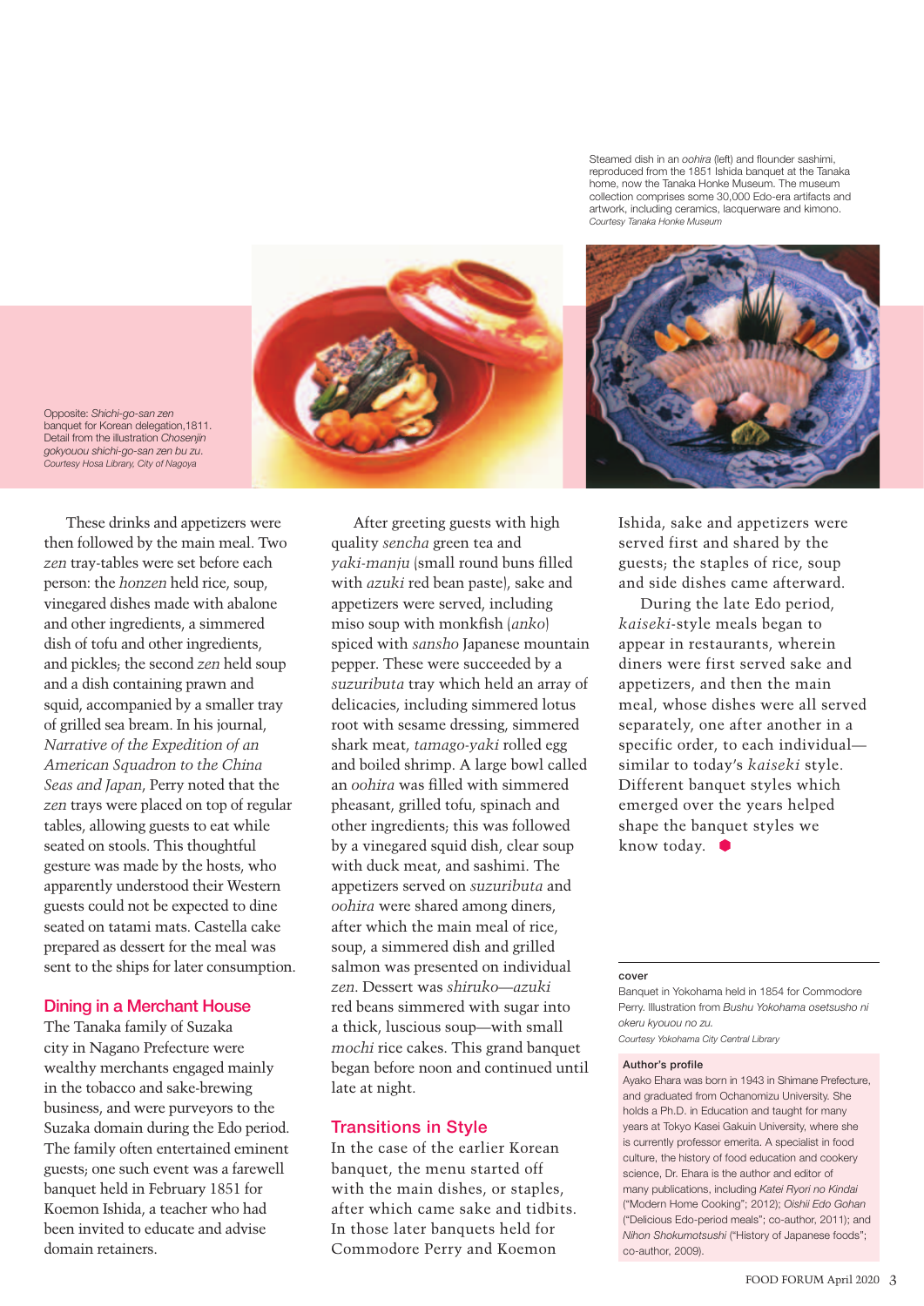Steamed dish in an *oohira* (left) and flounder sashimi, reproduced from the 1851 Ishida banquet at the Tanaka home, now the Tanaka Honke Museum. The museum collection comprises some 30,000 Edo-era artifacts and artwork, including ceramics, lacquerware and kimono.
*Courtesy Tanaka Honke Museum*

Opposite: *Shichi-go-san zen* banquet for Korean delegation,1811. Detail from the illustration *Chosenjin gokyouou shichi-go-san zen bu zu*.
*Courtesy Hosa Library, City of Nagoya*

These drinks and appetizers were then followed by the main meal. Two *zen* tray-tables were set before each person: the *honzen* held rice, soup, vinegared dishes made with abalone and other ingredients, a simmered dish of tofu and other ingredients, and pickles; the second *zen* held soup and a dish containing prawn and squid, accompanied by a smaller tray of grilled sea bream. In his journal, *Narrative of the Expedition of an American Squadron to the China Seas and Japan*, Perry noted that the *zen* trays were placed on top of regular tables, allowing guests to eat while seated on stools. This thoughtful gesture was made by the hosts, who apparently understood their Western guests could not be expected to dine seated on tatami mats. Castella cake prepared as dessert for the meal was sent to the ships for later consumption.

## Dining in a Merchant House

The Tanaka family of Suzaka city in Nagano Prefecture were wealthy merchants engaged mainly in the tobacco and sake-brewing business, and were purveyors to the Suzaka domain during the Edo period. The family often entertained eminent guests; one such event was a farewell banquet held in February 1851 for Koemon Ishida, a teacher who had been invited to educate and advise domain retainers.

After greeting guests with high quality *sencha* green tea and *yaki-manju* (small round buns filled with *azuki* red bean paste), sake and appetizers were served, including miso soup with monkfish (*anko*) spiced with *sansho* Japanese mountain pepper. These were succeeded by a *suzuributa* tray which held an array of delicacies, including simmered lotus root with sesame dressing, simmered shark meat, *tamago-yaki* rolled egg and boiled shrimp. A large bowl called an *oohira* was filled with simmered pheasant, grilled tofu, spinach and other ingredients; this was followed by a vinegared squid dish, clear soup with duck meat, and sashimi. The appetizers served on *suzuributa* and *oohira* were shared among diners, after which the main meal of rice, soup, a simmered dish and grilled salmon was presented on individual *zen*. Dessert was *shiruko*—*azuki* red beans simmered with sugar into a thick, luscious soup—with small *mochi* rice cakes. This grand banquet began before noon and continued until late at night.

## Transitions in Style

In the case of the earlier Korean banquet, the menu started off with the main dishes, or staples, after which came sake and tidbits. In those later banquets held for Commodore Perry and Koemon Ishida, sake and appetizers were served first and shared by the guests; the staples of rice, soup and side dishes came afterward.

During the late Edo period, *kaiseki*-style meals began to appear in restaurants, wherein diners were first served sake and appetizers, and then the main meal, whose dishes were all served separately, one after another in a specific order, to each individual—similar to today's *kaiseki* style. Different banquet styles which emerged over the years helped shape the banquet styles we know today.

**cover**
Banquet in Yokohama held in 1854 for Commodore Perry. Illustration from *Bushu Yokohama osetsusho ni okeru kyouou no zu*.
*Courtesy Yokohama City Central Library*

**Author's profile**
Ayako Ehara was born in 1943 in Shimane Prefecture, and graduated from Ochanomizu University. She holds a Ph.D. in Education and taught for many years at Tokyo Kasei Gakuin University, where she is currently professor emerita. A specialist in food culture, the history of food education and cookery science, Dr. Ehara is the author and editor of many publications, including *Katei Ryori no Kindai* ("Modern Home Cooking"; 2012); *Oishii Edo Gohan* ("Delicious Edo-period meals"; co-author, 2011); and *Nihon Shokumotsushi* ("History of Japanese foods"; co-author, 2009).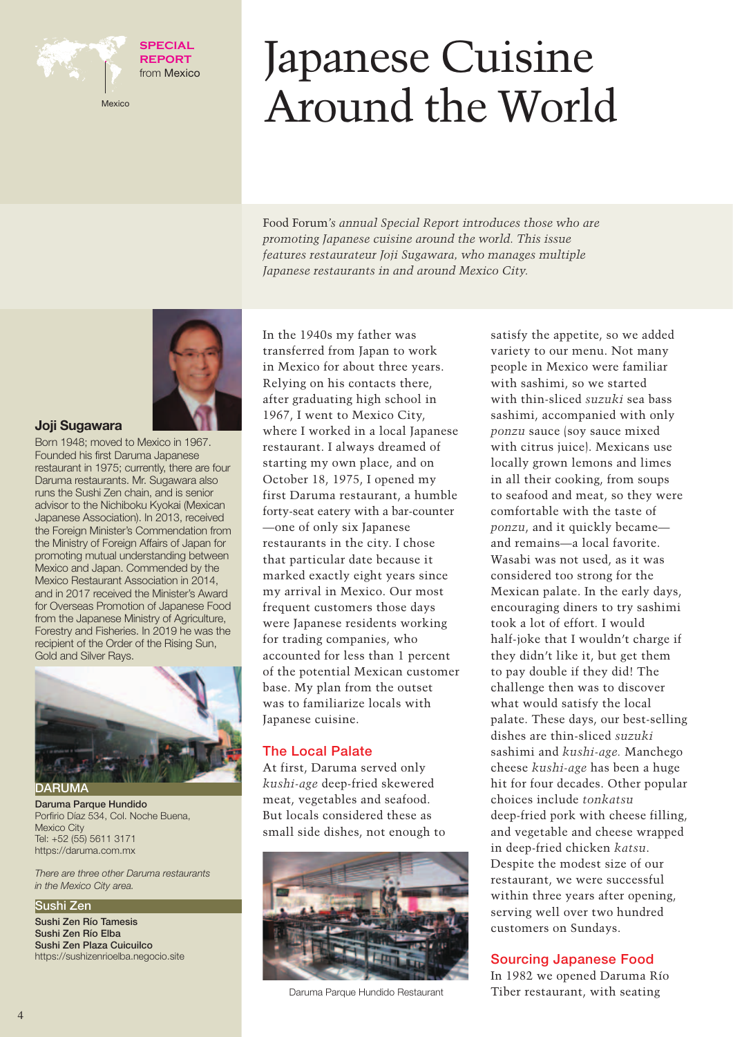**SPECIAL REPORT** from Mexico

Mexico

# Japanese Cuisine Around the World

*Food Forum's annual Special Report introduces those who are promoting Japanese cuisine around the world. This issue features restaurateur Joji Sugawara, who manages multiple Japanese restaurants in and around Mexico City.*

### Joji Sugawara

Born 1948; moved to Mexico in 1967. Founded his first Daruma Japanese restaurant in 1975; currently, there are four Daruma restaurants. Mr. Sugawara also runs the Sushi Zen chain, and is senior advisor to the Nichiboku Kyokai (Mexican Japanese Association). In 2013, received the Foreign Minister's Commendation from the Ministry of Foreign Affairs of Japan for promoting mutual understanding between Mexico and Japan. Commended by the Mexico Restaurant Association in 2014, and in 2017 received the Minister's Award for Overseas Promotion of Japanese Food from the Japanese Ministry of Agriculture, Forestry and Fisheries. In 2019 he was the recipient of the Order of the Rising Sun, Gold and Silver Rays.

### DARUMA

**Daruma Parque Hundido**
Porfirio Díaz 534, Col. Noche Buena,
Mexico City
Tel: +52 (55) 5611 3171
https://daruma.com.mx

*There are three other Daruma restaurants in the Mexico City area.*

### Sushi Zen

**Sushi Zen Río Tamesis**
**Sushi Zen Río Elba**
**Sushi Zen Plaza Cuicuilco**
https://sushizenrioelba.negocio.site

In the 1940s my father was transferred from Japan to work in Mexico for about three years. Relying on his contacts there, after graduating high school in 1967, I went to Mexico City, where I worked in a local Japanese restaurant. I always dreamed of starting my own place, and on October 18, 1975, I opened my first Daruma restaurant, a humble forty-seat eatery with a bar-counter —one of only six Japanese restaurants in the city. I chose that particular date because it marked exactly eight years since my arrival in Mexico. Our most frequent customers those days were Japanese residents working for trading companies, who accounted for less than 1 percent of the potential Mexican customer base. My plan from the outset was to familiarize locals with Japanese cuisine.

## The Local Palate

At first, Daruma served only *kushi-age* deep-fried skewered meat, vegetables and seafood. But locals considered these as small side dishes, not enough to satisfy the appetite, so we added variety to our menu. Not many people in Mexico were familiar with sashimi, so we started with thin-sliced *suzuki* sea bass sashimi, accompanied with only *ponzu* sauce (soy sauce mixed with citrus juice). Mexicans use locally grown lemons and limes in all their cooking, from soups to seafood and meat, so they were comfortable with the taste of *ponzu*, and it quickly became—and remains—a local favorite. Wasabi was not used, as it was considered too strong for the Mexican palate. In the early days, encouraging diners to try sashimi took a lot of effort. I would half-joke that I wouldn't charge if they didn't like it, but get them to pay double if they did! The challenge then was to discover what would satisfy the local palate. These days, our best-selling dishes are thin-sliced *suzuki* sashimi and *kushi-age.* Manchego cheese *kushi-age* has been a huge hit for four decades. Other popular choices include *tonkatsu* deep-fried pork with cheese filling, and vegetable and cheese wrapped in deep-fried chicken *katsu*. Despite the modest size of our restaurant, we were successful within three years after opening, serving well over two hundred customers on Sundays.

Daruma Parque Hundido Restaurant

## Sourcing Japanese Food

In 1982 we opened Daruma Río Tiber restaurant, with seating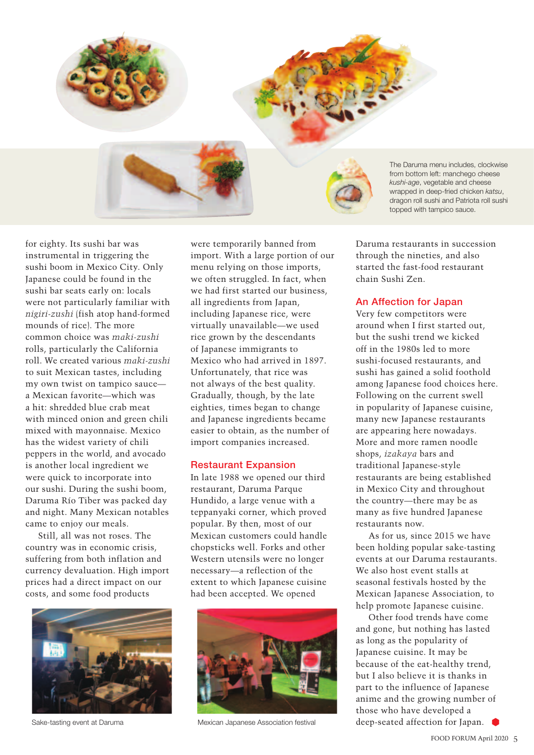The Daruma menu includes, clockwise from bottom left: manchego cheese *kushi-age*, vegetable and cheese wrapped in deep-fried chicken *katsu*, dragon roll sushi and Patriota roll sushi topped with tampico sauce.

for eighty. Its sushi bar was instrumental in triggering the sushi boom in Mexico City. Only Japanese could be found in the sushi bar seats early on: locals were not particularly familiar with *nigiri-zushi* (fish atop hand-formed mounds of rice). The more common choice was *maki-zushi* rolls, particularly the California roll. We created various *maki-zushi* to suit Mexican tastes, including my own twist on tampico sauce—a Mexican favorite—which was a hit: shredded blue crab meat with minced onion and green chili mixed with mayonnaise. Mexico has the widest variety of chili peppers in the world, and avocado is another local ingredient we were quick to incorporate into our sushi. During the sushi boom, Daruma Río Tiber was packed day and night. Many Mexican notables came to enjoy our meals.

Still, all was not roses. The country was in economic crisis, suffering from both inflation and currency devaluation. High import prices had a direct impact on our costs, and some food products were temporarily banned from import. With a large portion of our menu relying on those imports, we often struggled. In fact, when we had first started our business, all ingredients from Japan, including Japanese rice, were virtually unavailable—we used rice grown by the descendants of Japanese immigrants to Mexico who had arrived in 1897. Unfortunately, that rice was not always of the best quality. Gradually, though, by the late eighties, times began to change and Japanese ingredients became easier to obtain, as the number of import companies increased.

## Restaurant Expansion

In late 1988 we opened our third restaurant, Daruma Parque Hundido, a large venue with a teppanyaki corner, which proved popular. By then, most of our Mexican customers could handle chopsticks well. Forks and other Western utensils were no longer necessary—a reflection of the extent to which Japanese cuisine had been accepted. We opened Daruma restaurants in succession through the nineties, and also started the fast-food restaurant chain Sushi Zen.

## An Affection for Japan

Very few competitors were around when I first started out, but the sushi trend we kicked off in the 1980s led to more sushi-focused restaurants, and sushi has gained a solid foothold among Japanese food choices here. Following on the current swell in popularity of Japanese cuisine, many new Japanese restaurants are appearing here nowadays. More and more ramen noodle shops, *izakaya* bars and traditional Japanese-style restaurants are being established in Mexico City and throughout the country—there may be as many as five hundred Japanese restaurants now.

As for us, since 2015 we have been holding popular sake-tasting events at our Daruma restaurants. We also host event stalls at seasonal festivals hosted by the Mexican Japanese Association, to help promote Japanese cuisine.

Other food trends have come and gone, but nothing has lasted as long as the popularity of Japanese cuisine. It may be because of the eat-healthy trend, but I also believe it is thanks in part to the influence of Japanese anime and the growing number of those who have developed a deep-seated affection for Japan.

Sake-tasting event at Daruma

Mexican Japanese Association festival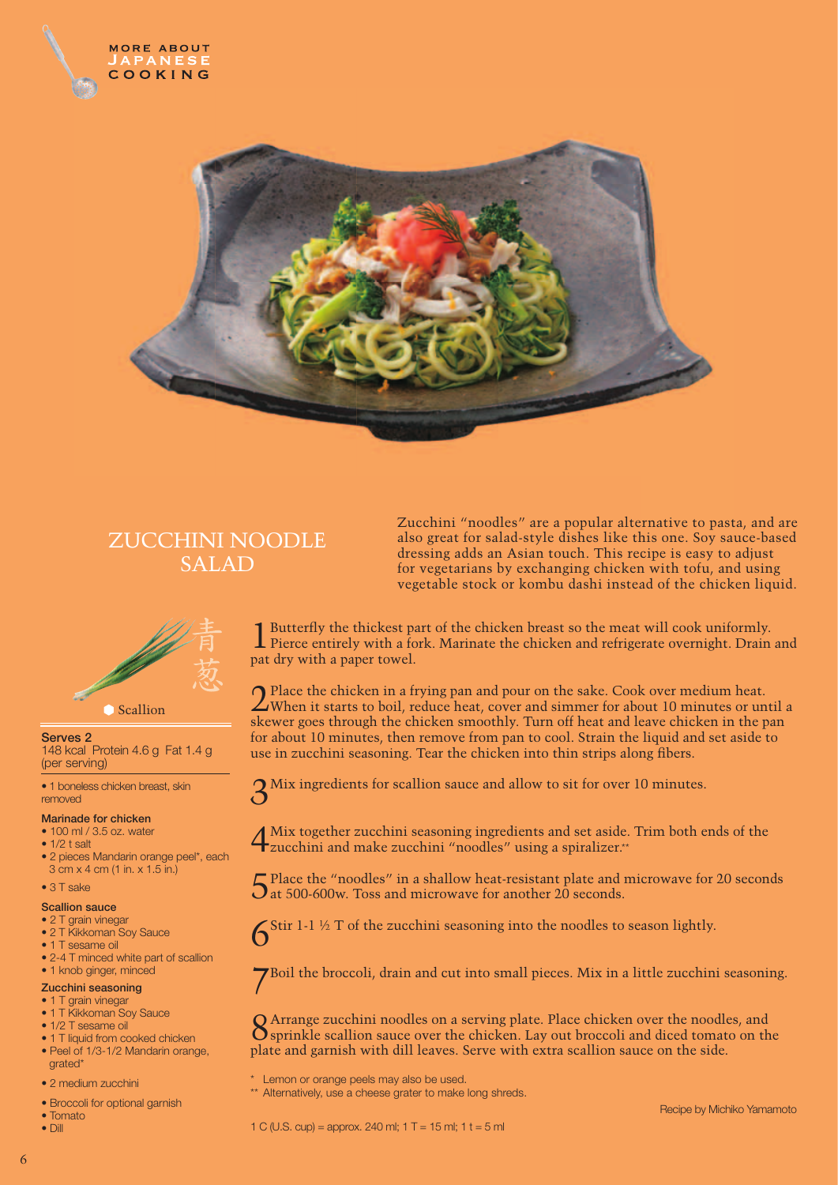# ZUCCHINI NOODLE SALAD

Zucchini "noodles" are a popular alternative to pasta, and are also great for salad-style dishes like this one. Soy sauce-based dressing adds an Asian touch. This recipe is easy to adjust for vegetarians by exchanging chicken with tofu, and using vegetable stock or kombu dashi instead of the chicken liquid.

青葱

Scallion

**Serves 2**
148 kcal Protein 4.6 g Fat 1.4 g (per serving)

- 1 boneless chicken breast, skin removed

**Marinade for chicken**
- 100 ml / 3.5 oz. water
- 1/2 t salt
- 2 pieces Mandarin orange peel*, each 3 cm x 4 cm (1 in. x 1.5 in.)
- 3 T sake

**Scallion sauce**
- 2 T grain vinegar
- 2 T Kikkoman Soy Sauce
- 1 T sesame oil
- 2-4 T minced white part of scallion
- 1 knob ginger, minced

**Zucchini seasoning**
- 1 T grain vinegar
- 1 T Kikkoman Soy Sauce
- 1/2 T sesame oil
- 1 T liquid from cooked chicken
- Peel of 1/3-1/2 Mandarin orange, grated*
- 2 medium zucchini
- Broccoli for optional garnish
- Tomato
- Dill

1. Butterfly the thickest part of the chicken breast so the meat will cook uniformly. Pierce entirely with a fork. Marinate the chicken and refrigerate overnight. Drain and pat dry with a paper towel.

2. Place the chicken in a frying pan and pour on the sake. Cook over medium heat. When it starts to boil, reduce heat, cover and simmer for about 10 minutes or until a skewer goes through the chicken smoothly. Turn off heat and leave chicken in the pan for about 10 minutes, then remove from pan to cool. Strain the liquid and set aside to use in zucchini seasoning. Tear the chicken into thin strips along fibers.

3. Mix ingredients for scallion sauce and allow to sit for over 10 minutes.

4. Mix together zucchini seasoning ingredients and set aside. Trim both ends of the zucchini and make zucchini "noodles" using a spiralizer.**

5. Place the "noodles" in a shallow heat-resistant plate and microwave for 20 seconds at 500-600w. Toss and microwave for another 20 seconds.

6. Stir 1-1 ½ T of the zucchini seasoning into the noodles to season lightly.

7. Boil the broccoli, drain and cut into small pieces. Mix in a little zucchini seasoning.

8. Arrange zucchini noodles on a serving plate. Place chicken over the noodles, and sprinkle scallion sauce over the chicken. Lay out broccoli and diced tomato on the plate and garnish with dill leaves. Serve with extra scallion sauce on the side.

\* Lemon or orange peels may also be used.
\*\* Alternatively, use a cheese grater to make long shreds.

Recipe by Michiko Yamamoto

1 C (U.S. cup) = approx. 240 ml; 1 T = 15 ml; 1 t = 5 ml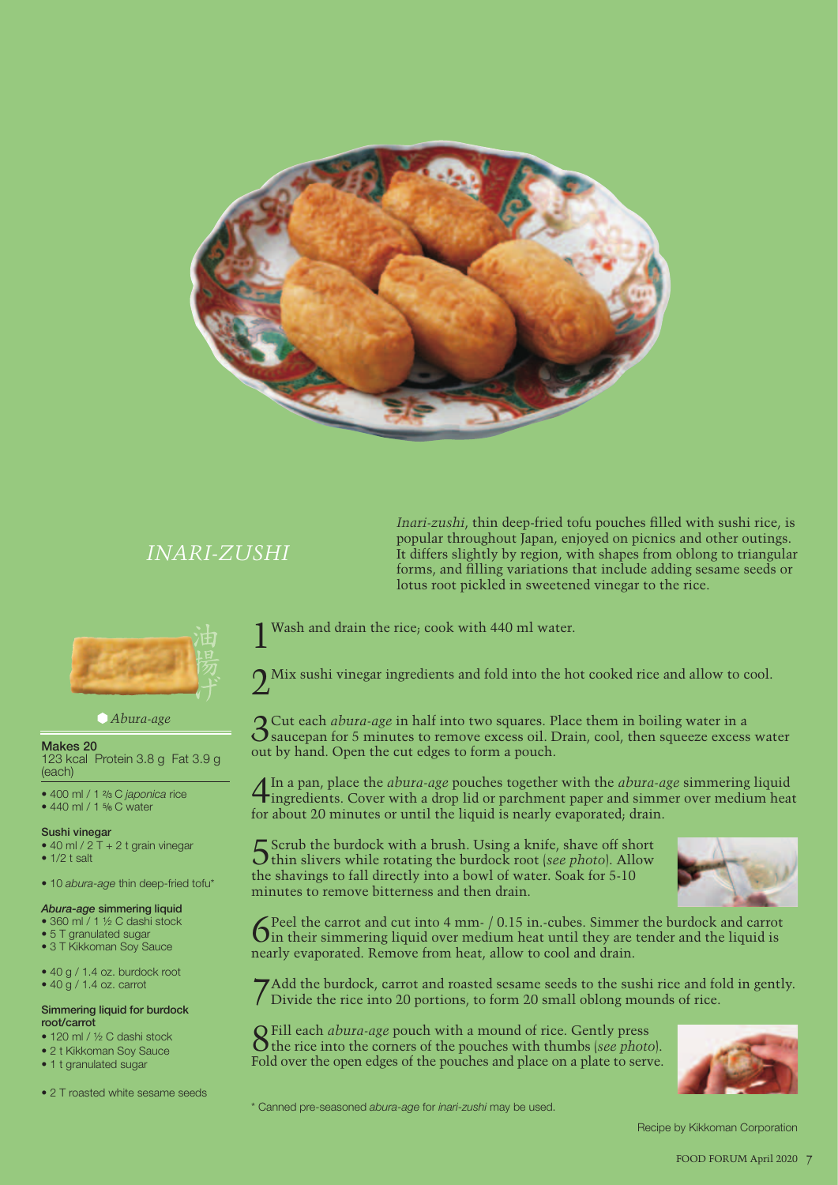# *INARI-ZUSHI*

*Inari-zushi*, thin deep-fried tofu pouches filled with sushi rice, is popular throughout Japan, enjoyed on picnics and other outings. It differs slightly by region, with shapes from oblong to triangular forms, and filling variations that include adding sesame seeds or lotus root pickled in sweetened vinegar to the rice.

油揚げ

*Abura-age*

**Makes 20**
123 kcal Protein 3.8 g Fat 3.9 g (each)

- 400 ml / 1 ⅔ C *japonica* rice
- 440 ml / 1 ⅚ C water

**Sushi vinegar**

- 40 ml / 2 T + 2 t grain vinegar
- 1/2 t salt

- 10 *abura-age* thin deep-fried tofu*

***Abura-age* simmering liquid**

- 360 ml / 1 ½ C dashi stock
- 5 T granulated sugar
- 3 T Kikkoman Soy Sauce

- 40 g / 1.4 oz. burdock root
- 40 g / 1.4 oz. carrot

**Simmering liquid for burdock root/carrot**

- 120 ml / ½ C dashi stock
- 2 t Kikkoman Soy Sauce
- 1 t granulated sugar

- 2 T roasted white sesame seeds

1. Wash and drain the rice; cook with 440 ml water.

2. Mix sushi vinegar ingredients and fold into the hot cooked rice and allow to cool.

3. Cut each *abura-age* in half into two squares. Place them in boiling water in a saucepan for 5 minutes to remove excess oil. Drain, cool, then squeeze excess water out by hand. Open the cut edges to form a pouch.

4. In a pan, place the *abura-age* pouches together with the *abura-age* simmering liquid ingredients. Cover with a drop lid or parchment paper and simmer over medium heat for about 20 minutes or until the liquid is nearly evaporated; drain.

5. Scrub the burdock with a brush. Using a knife, shave off short thin slivers while rotating the burdock root (*see photo*). Allow the shavings to fall directly into a bowl of water. Soak for 5-10 minutes to remove bitterness and then drain.

6. Peel the carrot and cut into 4 mm- / 0.15 in.-cubes. Simmer the burdock and carrot in their simmering liquid over medium heat until they are tender and the liquid is nearly evaporated. Remove from heat, allow to cool and drain.

7. Add the burdock, carrot and roasted sesame seeds to the sushi rice and fold in gently. Divide the rice into 20 portions, to form 20 small oblong mounds of rice.

8. Fill each *abura-age* pouch with a mound of rice. Gently press the rice into the corners of the pouches with thumbs (*see photo*). Fold over the open edges of the pouches and place on a plate to serve.

\* Canned pre-seasoned *abura-age* for *inari-zushi* may be used.

Recipe by Kikkoman Corporation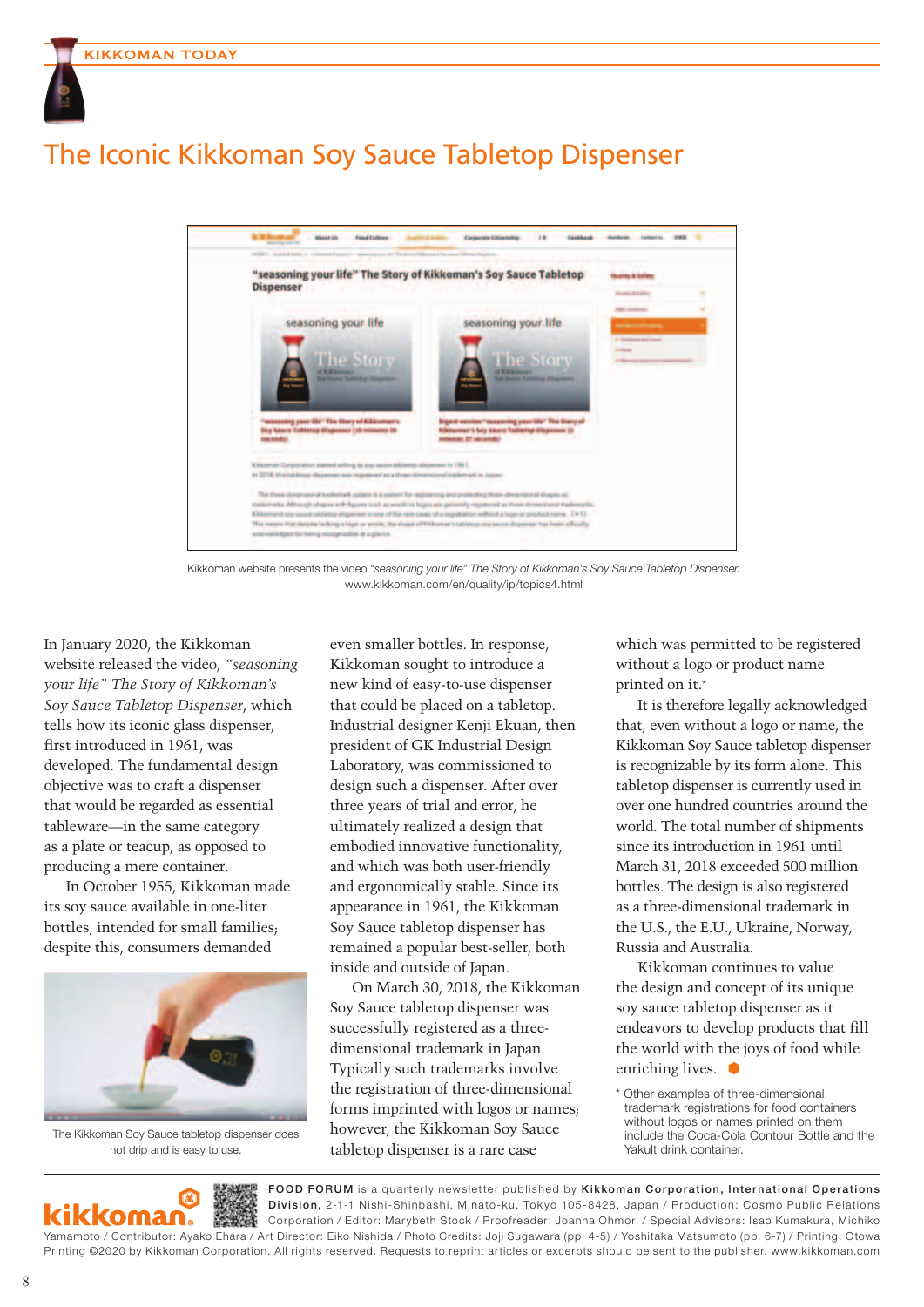KIKKOMAN TODAY

# The Iconic Kikkoman Soy Sauce Tabletop Dispenser

Kikkoman website presents the video *"seasoning your life" The Story of Kikkoman's Soy Sauce Tabletop Dispenser.*
www.kikkoman.com/en/quality/ip/topics4.html

In January 2020, the Kikkoman website released the video, *"seasoning your life" The Story of Kikkoman's Soy Sauce Tabletop Dispenser*, which tells how its iconic glass dispenser, first introduced in 1961, was developed. The fundamental design objective was to craft a dispenser that would be regarded as essential tableware—in the same category as a plate or teacup, as opposed to producing a mere container.

In October 1955, Kikkoman made its soy sauce available in one-liter bottles, intended for small families; despite this, consumers demanded even smaller bottles. In response, Kikkoman sought to introduce a new kind of easy-to-use dispenser that could be placed on a tabletop. Industrial designer Kenji Ekuan, then president of GK Industrial Design Laboratory, was commissioned to design such a dispenser. After over three years of trial and error, he ultimately realized a design that embodied innovative functionality, and which was both user-friendly and ergonomically stable. Since its appearance in 1961, the Kikkoman Soy Sauce tabletop dispenser has remained a popular best-seller, both inside and outside of Japan.

The Kikkoman Soy Sauce tabletop dispenser does not drip and is easy to use.

On March 30, 2018, the Kikkoman Soy Sauce tabletop dispenser was successfully registered as a three-dimensional trademark in Japan. Typically such trademarks involve the registration of three-dimensional forms imprinted with logos or names; however, the Kikkoman Soy Sauce tabletop dispenser is a rare case which was permitted to be registered without a logo or product name printed on it.*

It is therefore legally acknowledged that, even without a logo or name, the Kikkoman Soy Sauce tabletop dispenser is recognizable by its form alone. This tabletop dispenser is currently used in over one hundred countries around the world. The total number of shipments since its introduction in 1961 until March 31, 2018 exceeded 500 million bottles. The design is also registered as a three-dimensional trademark in the U.S., the E.U., Ukraine, Norway, Russia and Australia.

Kikkoman continues to value the design and concept of its unique soy sauce tabletop dispenser as it endeavors to develop products that fill the world with the joys of food while enriching lives.

\* Other examples of three-dimensional trademark registrations for food containers without logos or names printed on them include the Coca-Cola Contour Bottle and the Yakult drink container.

**FOOD FORUM** is a quarterly newsletter published by **Kikkoman Corporation, International Operations Division,** 2-1-1 Nishi-Shinbashi, Minato-ku, Tokyo 105-8428, Japan / Production: Cosmo Public Relations Corporation / Editor: Marybeth Stock / Proofreader: Joanna Ohmori / Special Advisors: Isao Kumakura, Michiko Yamamoto / Contributor: Ayako Ehara / Art Director: Eiko Nishida / Photo Credits: Joji Sugawara (pp. 4-5) / Yoshitaka Matsumoto (pp. 6-7) / Printing: Otowa Printing ©2020 by Kikkoman Corporation. All rights reserved. Requests to reprint articles or excerpts should be sent to the publisher. www.kikkoman.com